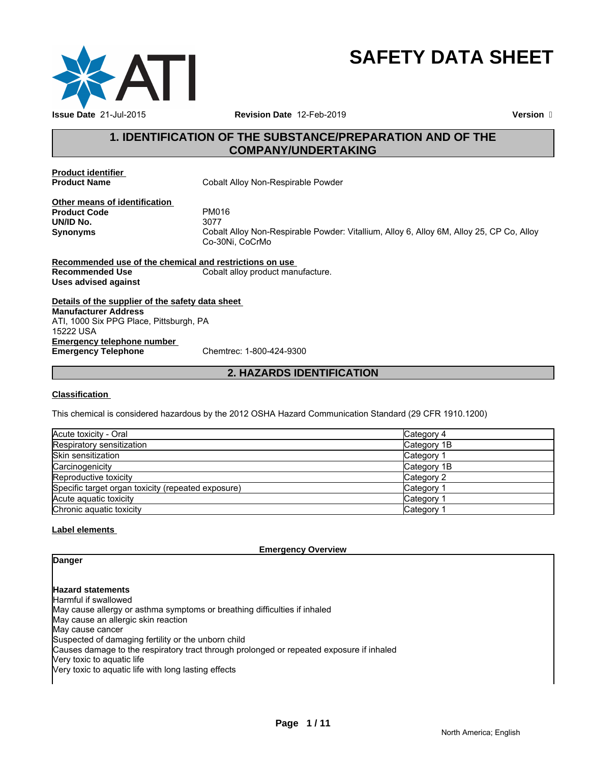# SAFETY DATA SHEET

**Issue Date** 21-Jul-2015 **Revision Date** 12-Feb-2019 **Version** 

## 1. IDENTIFICATION OF THE SUBSTANCE/PREPARATION AND OF THE COMPANY/UNDERTAKING

**Product identifier**

**Product Name** Cobalt Alloy Non-Respirable Powder

**Other means of identification**

**Product Code** PM016

**UN/ID No.** 3077

**Synonyms** Cobalt Alloy Non-Respirable Powder: Vitallium, Alloy 6, Alloy 6M, Alloy 25, CP Co, Alloy Co-30Ni, CoCrMo

**Recommended use of the chemical and restrictions on use**

**Recommended Use** Cobalt alloy product manufacture.

**Uses advised against**

**Details of the supplier of the safety data sheet**

**Manufacturer Address**
ATI, 1000 Six PPG Place, Pittsburgh, PA
15222 USA

**Emergency telephone number**

**Emergency Telephone** Chemtrec: 1-800-424-9300

## 2. HAZARDS IDENTIFICATION

**Classification**

This chemical is considered hazardous by the 2012 OSHA Hazard Communication Standard (29 CFR 1910.1200)

| | |
|---|---|
| Acute toxicity - Oral | Category 4 |
| Respiratory sensitization | Category 1B |
| Skin sensitization | Category 1 |
| Carcinogenicity | Category 1B |
| Reproductive toxicity | Category 2 |
| Specific target organ toxicity (repeated exposure) | Category 1 |
| Acute aquatic toxicity | Category 1 |
| Chronic aquatic toxicity | Category 1 |

**Label elements**

**Emergency Overview**

**Danger**

**Hazard statements**

Harmful if swallowed
May cause allergy or asthma symptoms or breathing difficulties if inhaled
May cause an allergic skin reaction
May cause cancer
Suspected of damaging fertility or the unborn child
Causes damage to the respiratory tract through prolonged or repeated exposure if inhaled
Very toxic to aquatic life
Very toxic to aquatic life with long lasting effects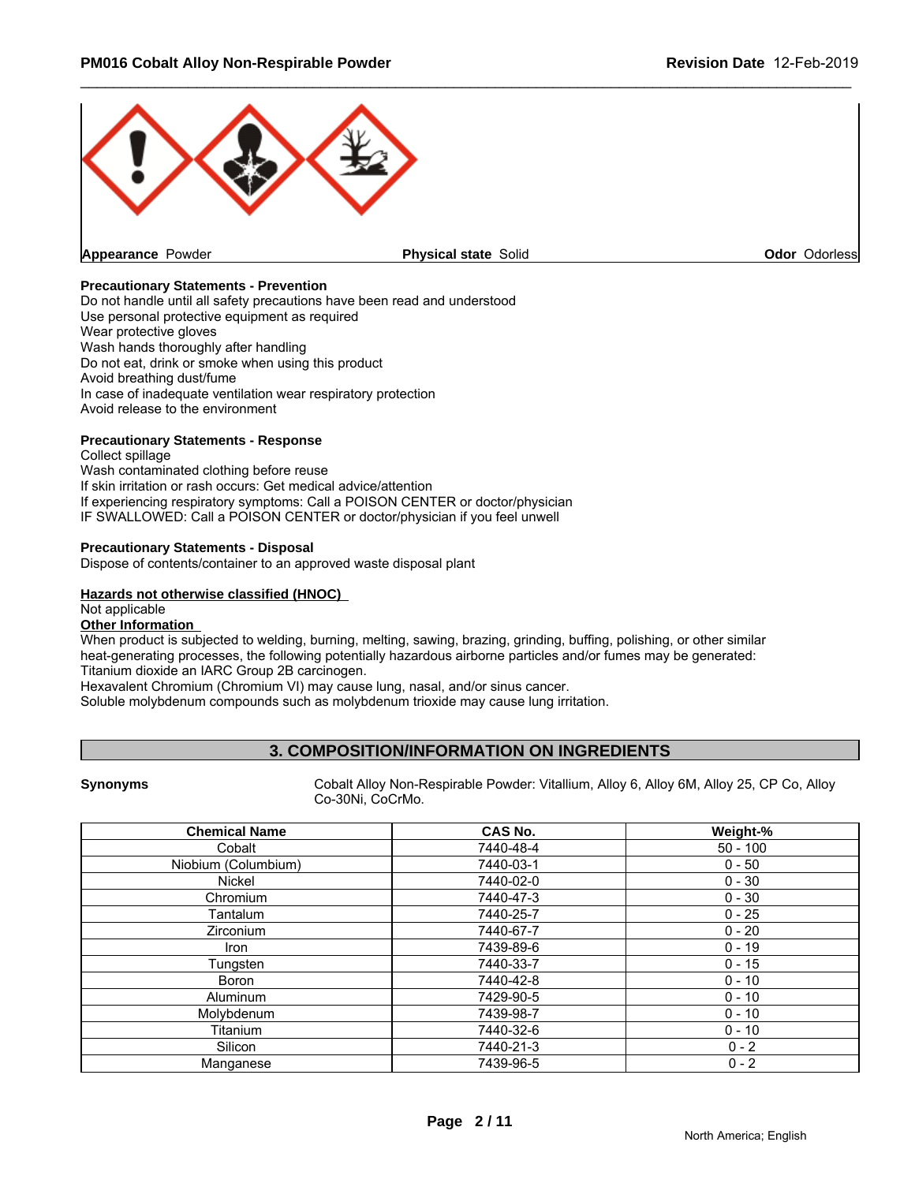**Appearance** Powder **Physical state** Solid **Odor** Odorless

**Precautionary Statements - Prevention**
Do not handle until all safety precautions have been read and understood
Use personal protective equipment as required
Wear protective gloves
Wash hands thoroughly after handling
Do not eat, drink or smoke when using this product
Avoid breathing dust/fume
In case of inadequate ventilation wear respiratory protection
Avoid release to the environment

**Precautionary Statements - Response**
Collect spillage
Wash contaminated clothing before reuse
If skin irritation or rash occurs: Get medical advice/attention
If experiencing respiratory symptoms: Call a POISON CENTER or doctor/physician
IF SWALLOWED: Call a POISON CENTER or doctor/physician if you feel unwell

**Precautionary Statements - Disposal**
Dispose of contents/container to an approved waste disposal plant

**Hazards not otherwise classified (HNOC)**
Not applicable

**Other Information**
When product is subjected to welding, burning, melting, sawing, brazing, grinding, buffing, polishing, or other similar heat-generating processes, the following potentially hazardous airborne particles and/or fumes may be generated:
Titanium dioxide an IARC Group 2B carcinogen.
Hexavalent Chromium (Chromium VI) may cause lung, nasal, and/or sinus cancer.
Soluble molybdenum compounds such as molybdenum trioxide may cause lung irritation.

## 3. COMPOSITION/INFORMATION ON INGREDIENTS

**Synonyms** Cobalt Alloy Non-Respirable Powder: Vitallium, Alloy 6, Alloy 6M, Alloy 25, CP Co, Alloy Co-30Ni, CoCrMo.

| Chemical Name | CAS No. | Weight-% |
|---|---|---|
| Cobalt | 7440-48-4 | 50 - 100 |
| Niobium (Columbium) | 7440-03-1 | 0 - 50 |
| Nickel | 7440-02-0 | 0 - 30 |
| Chromium | 7440-47-3 | 0 - 30 |
| Tantalum | 7440-25-7 | 0 - 25 |
| Zirconium | 7440-67-7 | 0 - 20 |
| Iron | 7439-89-6 | 0 - 19 |
| Tungsten | 7440-33-7 | 0 - 15 |
| Boron | 7440-42-8 | 0 - 10 |
| Aluminum | 7429-90-5 | 0 - 10 |
| Molybdenum | 7439-98-7 | 0 - 10 |
| Titanium | 7440-32-6 | 0 - 10 |
| Silicon | 7440-21-3 | 0 - 2 |
| Manganese | 7439-96-5 | 0 - 2 |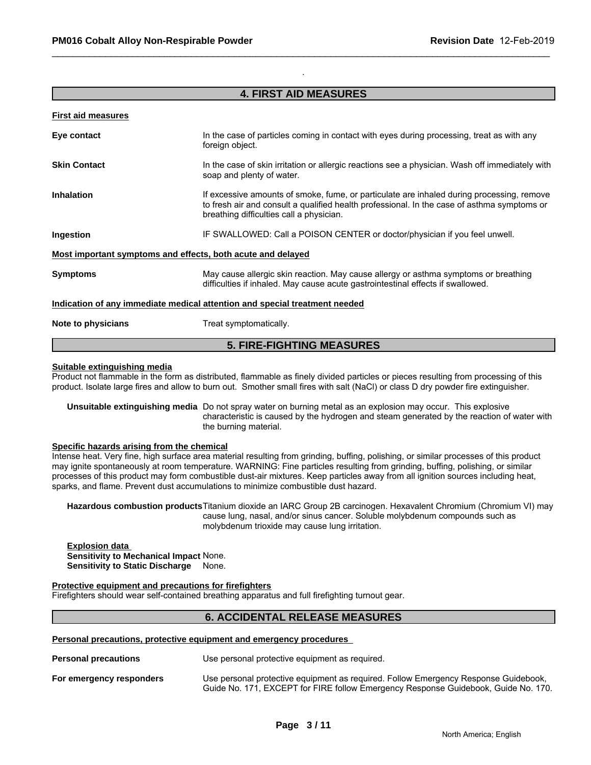## 4. FIRST AID MEASURES

**First aid measures**

**Eye contact** In the case of particles coming in contact with eyes during processing, treat as with any foreign object.

**Skin Contact** In the case of skin irritation or allergic reactions see a physician. Wash off immediately with soap and plenty of water.

**Inhalation** If excessive amounts of smoke, fume, or particulate are inhaled during processing, remove to fresh air and consult a qualified health professional. In the case of asthma symptoms or breathing difficulties call a physician.

**Ingestion** IF SWALLOWED: Call a POISON CENTER or doctor/physician if you feel unwell.

**Most important symptoms and effects, both acute and delayed**

**Symptoms** May cause allergic skin reaction. May cause allergy or asthma symptoms or breathing difficulties if inhaled. May cause acute gastrointestinal effects if swallowed.

**Indication of any immediate medical attention and special treatment needed**

**Note to physicians** Treat symptomatically.

## 5. FIRE-FIGHTING MEASURES

**Suitable extinguishing media**

Product not flammable in the form as distributed, flammable as finely divided particles or pieces resulting from processing of this product. Isolate large fires and allow to burn out. Smother small fires with salt (NaCl) or class D dry powder fire extinguisher.

**Unsuitable extinguishing media** Do not spray water on burning metal as an explosion may occur. This explosive characteristic is caused by the hydrogen and steam generated by the reaction of water with the burning material.

**Specific hazards arising from the chemical**

Intense heat. Very fine, high surface area material resulting from grinding, buffing, polishing, or similar processes of this product may ignite spontaneously at room temperature. WARNING: Fine particles resulting from grinding, buffing, polishing, or similar processes of this product may form combustible dust-air mixtures. Keep particles away from all ignition sources including heat, sparks, and flame. Prevent dust accumulations to minimize combustible dust hazard.

**Hazardous combustion products** Titanium dioxide an IARC Group 2B carcinogen. Hexavalent Chromium (Chromium VI) may cause lung, nasal, and/or sinus cancer. Soluble molybdenum compounds such as molybdenum trioxide may cause lung irritation.

**Explosion data**
**Sensitivity to Mechanical Impact** None.
**Sensitivity to Static Discharge** None.

**Protective equipment and precautions for firefighters**

Firefighters should wear self-contained breathing apparatus and full firefighting turnout gear.

## 6. ACCIDENTAL RELEASE MEASURES

**Personal precautions, protective equipment and emergency procedures**

**Personal precautions** Use personal protective equipment as required.

**For emergency responders** Use personal protective equipment as required. Follow Emergency Response Guidebook, Guide No. 171, EXCEPT for FIRE follow Emergency Response Guidebook, Guide No. 170.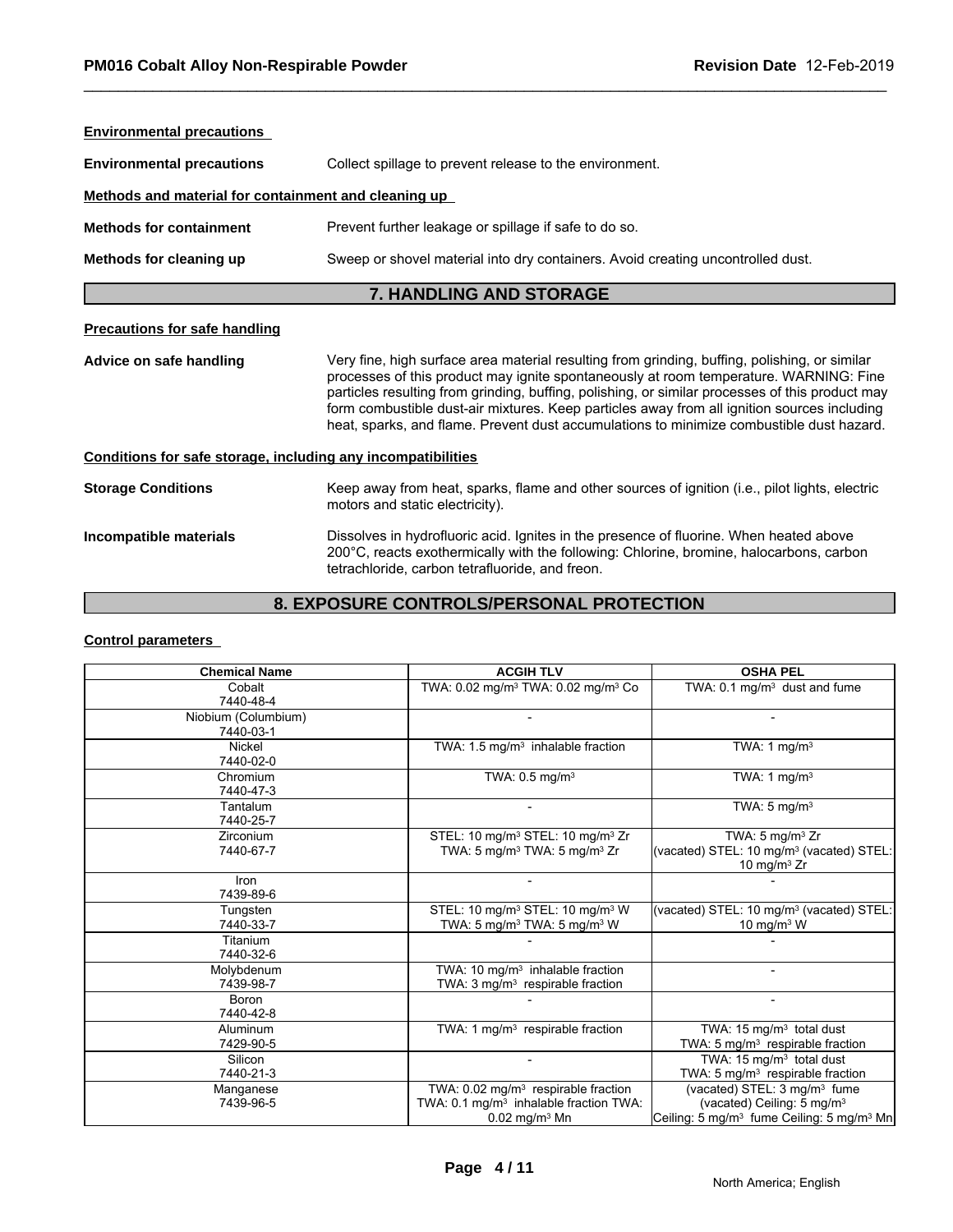**Environmental precautions**

**Environmental precautions** Collect spillage to prevent release to the environment.

**Methods and material for containment and cleaning up**

**Methods for containment** Prevent further leakage or spillage if safe to do so.

**Methods for cleaning up** Sweep or shovel material into dry containers. Avoid creating uncontrolled dust.

## 7. HANDLING AND STORAGE

**Precautions for safe handling**

**Advice on safe handling** Very fine, high surface area material resulting from grinding, buffing, polishing, or similar processes of this product may ignite spontaneously at room temperature. WARNING: Fine particles resulting from grinding, buffing, polishing, or similar processes of this product may form combustible dust-air mixtures. Keep particles away from all ignition sources including heat, sparks, and flame. Prevent dust accumulations to minimize combustible dust hazard.

**Conditions for safe storage, including any incompatibilities**

**Storage Conditions** Keep away from heat, sparks, flame and other sources of ignition (i.e., pilot lights, electric motors and static electricity).

**Incompatible materials** Dissolves in hydrofluoric acid. Ignites in the presence of fluorine. When heated above 200°C, reacts exothermically with the following: Chlorine, bromine, halocarbons, carbon tetrachloride, carbon tetrafluoride, and freon.

## 8. EXPOSURE CONTROLS/PERSONAL PROTECTION

**Control parameters**

| Chemical Name | ACGIH TLV | OSHA PEL |
|---|---|---|
| Cobalt<br>7440-48-4 | TWA: 0.02 mg/m³ TWA: 0.02 mg/m³ Co | TWA: 0.1 mg/m³ dust and fume |
| Niobium (Columbium)<br>7440-03-1 | - | - |
| Nickel<br>7440-02-0 | TWA: 1.5 mg/m³ inhalable fraction | TWA: 1 mg/m³ |
| Chromium<br>7440-47-3 | TWA: 0.5 mg/m³ | TWA: 1 mg/m³ |
| Tantalum<br>7440-25-7 | - | TWA: 5 mg/m³ |
| Zirconium<br>7440-67-7 | STEL: 10 mg/m³ STEL: 10 mg/m³ Zr<br>TWA: 5 mg/m³ TWA: 5 mg/m³ Zr | TWA: 5 mg/m³ Zr<br>(vacated) STEL: 10 mg/m³ (vacated) STEL: 10 mg/m³ Zr |
| Iron<br>7439-89-6 | - | - |
| Tungsten<br>7440-33-7 | STEL: 10 mg/m³ STEL: 10 mg/m³ W<br>TWA: 5 mg/m³ TWA: 5 mg/m³ W | (vacated) STEL: 10 mg/m³ (vacated) STEL: 10 mg/m³ W |
| Titanium<br>7440-32-6 | - | - |
| Molybdenum<br>7439-98-7 | TWA: 10 mg/m³ inhalable fraction<br>TWA: 3 mg/m³ respirable fraction | - |
| Boron<br>7440-42-8 | - | - |
| Aluminum<br>7429-90-5 | TWA: 1 mg/m³ respirable fraction | TWA: 15 mg/m³ total dust<br>TWA: 5 mg/m³ respirable fraction |
| Silicon<br>7440-21-3 | - | TWA: 15 mg/m³ total dust<br>TWA: 5 mg/m³ respirable fraction |
| Manganese<br>7439-96-5 | TWA: 0.02 mg/m³ respirable fraction<br>TWA: 0.1 mg/m³ inhalable fraction TWA: 0.02 mg/m³ Mn | (vacated) STEL: 3 mg/m³ fume<br>(vacated) Ceiling: 5 mg/m³<br>Ceiling: 5 mg/m³ fume Ceiling: 5 mg/m³ Mn |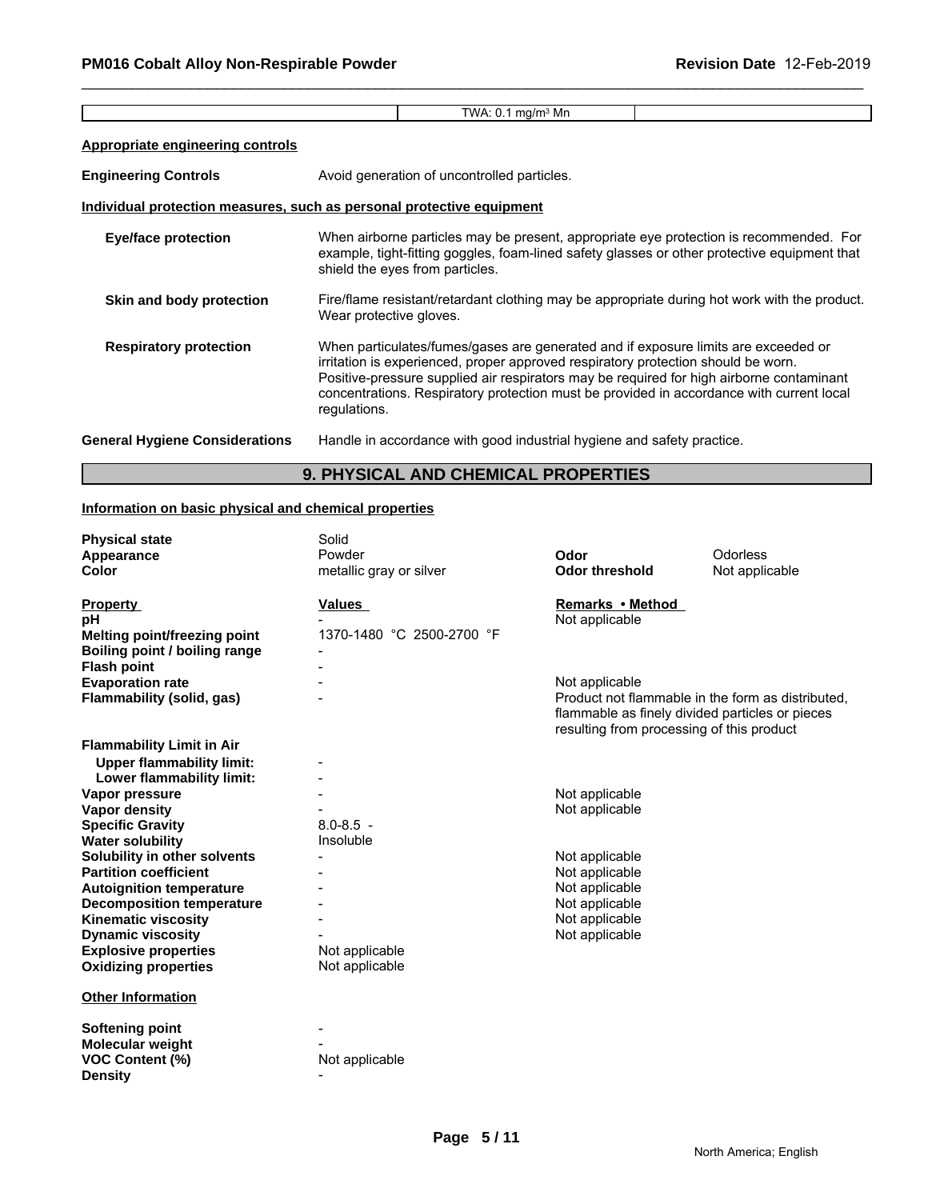| | TWA: 0.1 mg/m³ Mn | |
|---|---|---|

**Appropriate engineering controls**

**Engineering Controls** Avoid generation of uncontrolled particles.

**Individual protection measures, such as personal protective equipment**

**Eye/face protection** When airborne particles may be present, appropriate eye protection is recommended. For example, tight-fitting goggles, foam-lined safety glasses or other protective equipment that shield the eyes from particles.

**Skin and body protection** Fire/flame resistant/retardant clothing may be appropriate during hot work with the product. Wear protective gloves.

**Respiratory protection** When particulates/fumes/gases are generated and if exposure limits are exceeded or irritation is experienced, proper approved respiratory protection should be worn. Positive-pressure supplied air respirators may be required for high airborne contaminant concentrations. Respiratory protection must be provided in accordance with current local regulations.

**General Hygiene Considerations** Handle in accordance with good industrial hygiene and safety practice.

## 9. PHYSICAL AND CHEMICAL PROPERTIES

**Information on basic physical and chemical properties**

| | | | |
|---|---|---|---|
| **Physical state** | Solid | | |
| **Appearance** | Powder | **Odor** | Odorless |
| **Color** | metallic gray or silver | **Odor threshold** | Not applicable |

| **Property** | **Values** | **Remarks • Method** |
|---|---|---|
| **pH** | - | Not applicable |
| **Melting point/freezing point** | 1370-1480 °C 2500-2700 °F | |
| **Boiling point / boiling range** | - | |
| **Flash point** | - | |
| **Evaporation rate** | - | Not applicable |
| **Flammability (solid, gas)** | - | Product not flammable in the form as distributed, flammable as finely divided particles or pieces resulting from processing of this product |
| **Flammability Limit in Air** | | |
| **Upper flammability limit:** | - | |
| **Lower flammability limit:** | - | |
| **Vapor pressure** | - | Not applicable |
| **Vapor density** | - | Not applicable |
| **Specific Gravity** | 8.0-8.5 - | |
| **Water solubility** | Insoluble | |
| **Solubility in other solvents** | - | Not applicable |
| **Partition coefficient** | - | Not applicable |
| **Autoignition temperature** | - | Not applicable |
| **Decomposition temperature** | - | Not applicable |
| **Kinematic viscosity** | - | Not applicable |
| **Dynamic viscosity** | - | Not applicable |
| **Explosive properties** | Not applicable | |
| **Oxidizing properties** | Not applicable | |

**Other Information**

| | |
|---|---|
| **Softening point** | - |
| **Molecular weight** | - |
| **VOC Content (%)** | Not applicable |
| **Density** | - |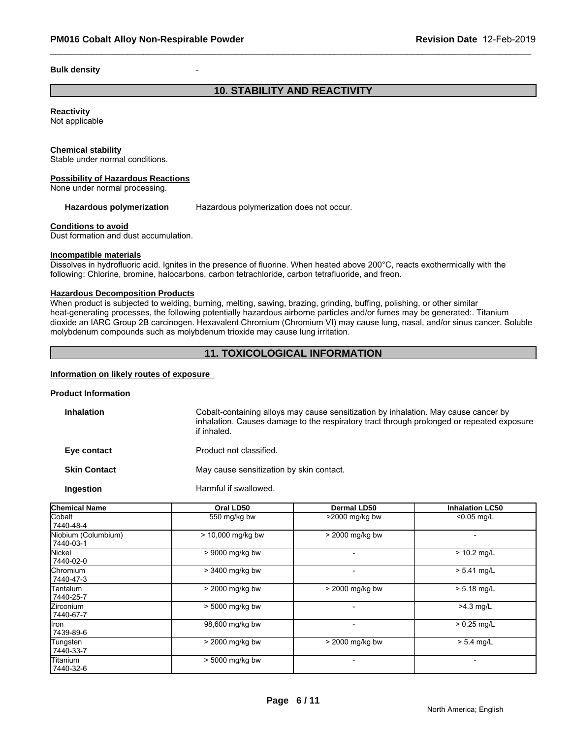**Bulk density** -

## 10. STABILITY AND REACTIVITY

**Reactivity**
Not applicable

**Chemical stability**
Stable under normal conditions.

**Possibility of Hazardous Reactions**
None under normal processing.

**Hazardous polymerization** Hazardous polymerization does not occur.

**Conditions to avoid**
Dust formation and dust accumulation.

**Incompatible materials**
Dissolves in hydrofluoric acid. Ignites in the presence of fluorine. When heated above 200°C, reacts exothermically with the following: Chlorine, bromine, halocarbons, carbon tetrachloride, carbon tetrafluoride, and freon.

**Hazardous Decomposition Products**
When product is subjected to welding, burning, melting, sawing, brazing, grinding, buffing, polishing, or other similar heat-generating processes, the following potentially hazardous airborne particles and/or fumes may be generated:. Titanium dioxide an IARC Group 2B carcinogen. Hexavalent Chromium (Chromium VI) may cause lung, nasal, and/or sinus cancer. Soluble molybdenum compounds such as molybdenum trioxide may cause lung irritation.

## 11. TOXICOLOGICAL INFORMATION

**Information on likely routes of exposure**

**Product Information**

**Inhalation** Cobalt-containing alloys may cause sensitization by inhalation. May cause cancer by inhalation. Causes damage to the respiratory tract through prolonged or repeated exposure if inhaled.

**Eye contact** Product not classified.

**Skin Contact** May cause sensitization by skin contact.

**Ingestion** Harmful if swallowed.

| Chemical Name | Oral LD50 | Dermal LD50 | Inhalation LC50 |
|---|---|---|---|
| Cobalt 7440-48-4 | 550 mg/kg bw | >2000 mg/kg bw | <0.05 mg/L |
| Niobium (Columbium) 7440-03-1 | > 10,000 mg/kg bw | > 2000 mg/kg bw | - |
| Nickel 7440-02-0 | > 9000 mg/kg bw | - | > 10.2 mg/L |
| Chromium 7440-47-3 | > 3400 mg/kg bw | - | > 5.41 mg/L |
| Tantalum 7440-25-7 | > 2000 mg/kg bw | > 2000 mg/kg bw | > 5.18 mg/L |
| Zirconium 7440-67-7 | > 5000 mg/kg bw | - | >4.3 mg/L |
| Iron 7439-89-6 | 98,600 mg/kg bw | - | > 0.25 mg/L |
| Tungsten 7440-33-7 | > 2000 mg/kg bw | > 2000 mg/kg bw | > 5.4 mg/L |
| Titanium 7440-32-6 | > 5000 mg/kg bw | - | - |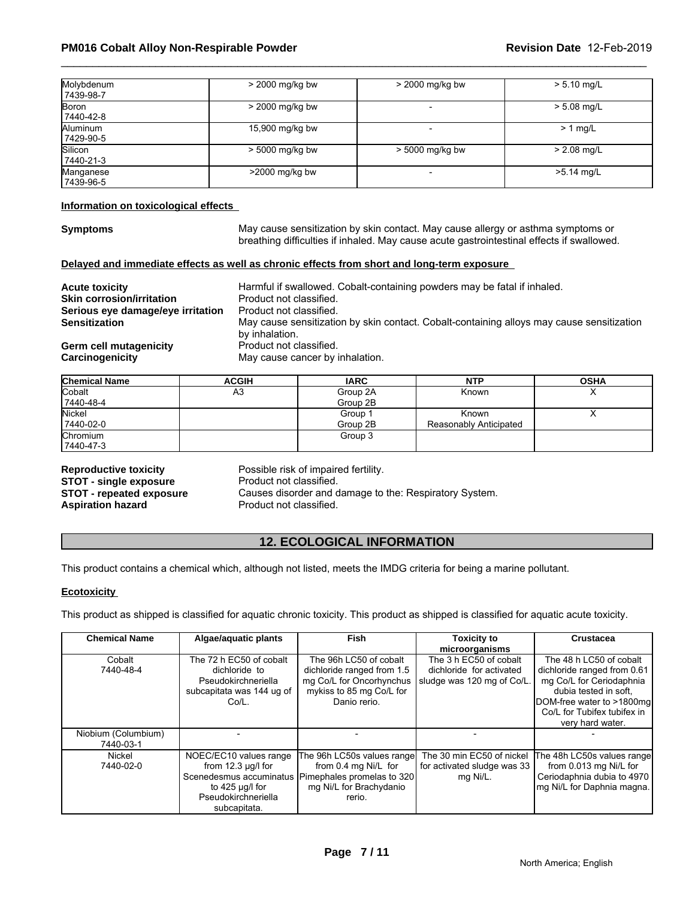| | | | |
|---|---|---|---|
| Molybdenum<br>7439-98-7 | > 2000 mg/kg bw | > 2000 mg/kg bw | > 5.10 mg/L |
| Boron<br>7440-42-8 | > 2000 mg/kg bw | - | > 5.08 mg/L |
| Aluminum<br>7429-90-5 | 15,900 mg/kg bw | - | > 1 mg/L |
| Silicon<br>7440-21-3 | > 5000 mg/kg bw | > 5000 mg/kg bw | > 2.08 mg/L |
| Manganese<br>7439-96-5 | >2000 mg/kg bw | - | >5.14 mg/L |

**Information on toxicological effects**

**Symptoms** May cause sensitization by skin contact. May cause allergy or asthma symptoms or breathing difficulties if inhaled. May cause acute gastrointestinal effects if swallowed.

**Delayed and immediate effects as well as chronic effects from short and long-term exposure**

**Acute toxicity** Harmful if swallowed. Cobalt-containing powders may be fatal if inhaled.
**Skin corrosion/irritation** Product not classified.
**Serious eye damage/eye irritation** Product not classified.
**Sensitization** May cause sensitization by skin contact. Cobalt-containing alloys may cause sensitization by inhalation.
**Germ cell mutagenicity** Product not classified.
**Carcinogenicity** May cause cancer by inhalation.

| Chemical Name | ACGIH | IARC | NTP | OSHA |
|---|---|---|---|---|
| Cobalt<br>7440-48-4 | A3 | Group 2A<br>Group 2B | Known | X |
| Nickel<br>7440-02-0 | | Group 1<br>Group 2B | Known<br>Reasonably Anticipated | X |
| Chromium<br>7440-47-3 | | Group 3 | | |

**Reproductive toxicity** Possible risk of impaired fertility.
**STOT - single exposure** Product not classified.
**STOT - repeated exposure** Causes disorder and damage to the: Respiratory System.
**Aspiration hazard** Product not classified.

## 12. ECOLOGICAL INFORMATION

This product contains a chemical which, although not listed, meets the IMDG criteria for being a marine pollutant.

**Ecotoxicity**

This product as shipped is classified for aquatic chronic toxicity. This product as shipped is classified for aquatic acute toxicity.

| Chemical Name | Algae/aquatic plants | Fish | Toxicity to microorganisms | Crustacea |
|---|---|---|---|---|
| Cobalt<br>7440-48-4 | The 72 h EC50 of cobalt dichloride to Pseudokirchneriella subcapitata was 144 ug of Co/L. | The 96h LC50 of cobalt dichloride ranged from 1.5 mg Co/L for Oncorhynchus mykiss to 85 mg Co/L for Danio rerio. | The 3 h EC50 of cobalt dichloride for activated sludge was 120 mg of Co/L. | The 48 h LC50 of cobalt dichloride ranged from 0.61 mg Co/L for Ceriodaphnia dubia tested in soft, DOM-free water to >1800mg Co/L for Tubifex tubifex in very hard water. |
| Niobium (Columbium)<br>7440-03-1 | - | - | - | - |
| Nickel<br>7440-02-0 | NOEC/EC10 values range from 12.3 µg/l for Scenedesmus accuminatus to 425 µg/l for Pseudokirchneriella subcapitata. | The 96h LC50s values range from 0.4 mg Ni/L for Pimephales promelas to 320 mg Ni/L for Brachydanio rerio. | The 30 min EC50 of nickel for activated sludge was 33 mg Ni/L. | The 48h LC50s values range from 0.013 mg Ni/L for Ceriodaphnia dubia to 4970 mg Ni/L for Daphnia magna. |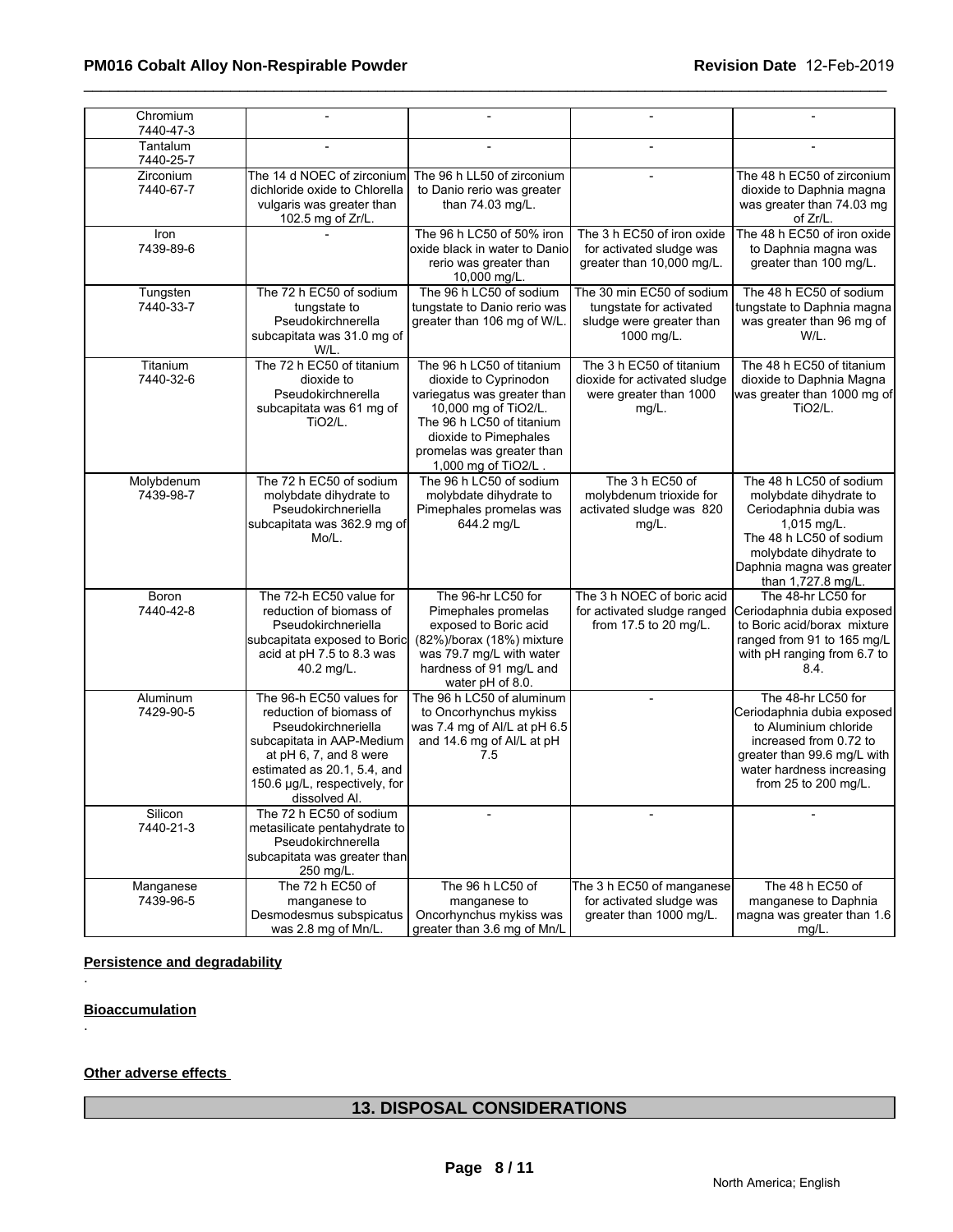| | | | | |
|---|---|---|---|---|
| Chromium<br>7440-47-3 | - | - | - | - |
| Tantalum<br>7440-25-7 | - | - | - | - |
| Zirconium<br>7440-67-7 | The 14 d NOEC of zirconium dichloride oxide to Chlorella vulgaris was greater than 102.5 mg of Zr/L. | The 96 h LL50 of zirconium to Danio rerio was greater than 74.03 mg/L. | - | The 48 h EC50 of zirconium dioxide to Daphnia magna was greater than 74.03 mg of Zr/L. |
| Iron<br>7439-89-6 | - | The 96 h LC50 of 50% iron oxide black in water to Danio rerio was greater than 10,000 mg/L. | The 3 h EC50 of iron oxide for activated sludge was greater than 10,000 mg/L. | The 48 h EC50 of iron oxide to Daphnia magna was greater than 100 mg/L. |
| Tungsten<br>7440-33-7 | The 72 h EC50 of sodium tungstate to Pseudokirchnerella subcapitata was 31.0 mg of W/L. | The 96 h LC50 of sodium tungstate to Danio rerio was greater than 106 mg of W/L. | The 30 min EC50 of sodium tungstate for activated sludge were greater than 1000 mg/L. | The 48 h EC50 of sodium tungstate to Daphnia magna was greater than 96 mg of W/L. |
| Titanium<br>7440-32-6 | The 72 h EC50 of titanium dioxide to Pseudokirchnerella subcapitata was 61 mg of $TiO_2$/L. | The 96 h LC50 of titanium dioxide to Cyprinodon variegatus was greater than 10,000 mg of $TiO_2$/L. The 96 h LC50 of titanium dioxide to Pimephales promelas was greater than 1,000 mg of $TiO_2$/L . | The 3 h EC50 of titanium dioxide for activated sludge were greater than 1000 mg/L. | The 48 h EC50 of titanium dioxide to Daphnia Magna was greater than 1000 mg of $TiO_2$/L. |
| Molybdenum<br>7439-98-7 | The 72 h EC50 of sodium molybdate dihydrate to Pseudokirchneriella subcapitata was 362.9 mg of Mo/L. | The 96 h LC50 of sodium molybdate dihydrate to Pimephales promelas was 644.2 mg/L | The 3 h EC50 of molybdenum trioxide for activated sludge was 820 mg/L. | The 48 h LC50 of sodium molybdate dihydrate to Ceriodaphnia dubia was 1,015 mg/L. The 48 h LC50 of sodium molybdate dihydrate to Daphnia magna was greater than 1,727.8 mg/L. |
| Boron<br>7440-42-8 | The 72-h EC50 value for reduction of biomass of Pseudokirchneriella subcapitata exposed to Boric acid at pH 7.5 to 8.3 was 40.2 mg/L. | The 96-hr LC50 for Pimephales promelas exposed to Boric acid (82%)/borax (18%) mixture was 79.7 mg/L with water hardness of 91 mg/L and water pH of 8.0. | The 3 h NOEC of boric acid for activated sludge ranged from 17.5 to 20 mg/L. | The 48-hr LC50 for Ceriodaphnia dubia exposed to Boric acid/borax mixture ranged from 91 to 165 mg/L with pH ranging from 6.7 to 8.4. |
| Aluminum<br>7429-90-5 | The 96-h EC50 values for reduction of biomass of Pseudokirchneriella subcapitata in AAP-Medium at pH 6, 7, and 8 were estimated as 20.1, 5.4, and 150.6 µg/L, respectively, for dissolved Al. | The 96 h LC50 of aluminum to Oncorhynchus mykiss was 7.4 mg of Al/L at pH 6.5 and 14.6 mg of Al/L at pH 7.5 | - | The 48-hr LC50 for Ceriodaphnia dubia exposed to Aluminium chloride increased from 0.72 to greater than 99.6 mg/L with water hardness increasing from 25 to 200 mg/L. |
| Silicon<br>7440-21-3 | The 72 h EC50 of sodium metasilicate pentahydrate to Pseudokirchnerella subcapitata was greater than 250 mg/L. | - | - | - |
| Manganese<br>7439-96-5 | The 72 h EC50 of manganese to Desmodesmus subspicatus was 2.8 mg of Mn/L. | The 96 h LC50 of manganese to Oncorhynchus mykiss was greater than 3.6 mg of Mn/L | The 3 h EC50 of manganese for activated sludge was greater than 1000 mg/L. | The 48 h EC50 of manganese to Daphnia magna was greater than 1.6 mg/L. |

**Persistence and degradability**

.

**Bioaccumulation**

.

**Other adverse effects**

## 13. DISPOSAL CONSIDERATIONS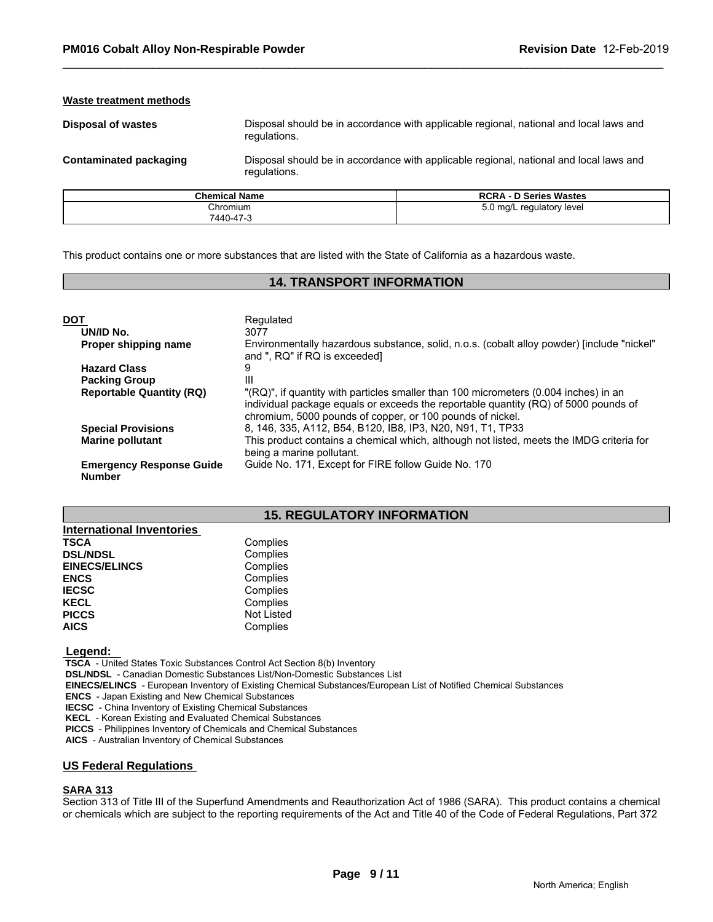**Waste treatment methods**

| | |
|---|---|
| **Disposal of wastes** | Disposal should be in accordance with applicable regional, national and local laws and regulations. |
| **Contaminated packaging** | Disposal should be in accordance with applicable regional, national and local laws and regulations. |

| Chemical Name | RCRA - D Series Wastes |
|---|---|
| Chromium<br>7440-47-3 | 5.0 mg/L regulatory level |

This product contains one or more substances that are listed with the State of California as a hazardous waste.

## 14. TRANSPORT INFORMATION

| | |
|---|---|
| **DOT** | Regulated |
| **UN/ID No.** | 3077 |
| **Proper shipping name** | Environmentally hazardous substance, solid, n.o.s. (cobalt alloy powder) [include "nickel" and ", RQ" if RQ is exceeded] |
| **Hazard Class** | 9 |
| **Packing Group** | III |
| **Reportable Quantity (RQ)** | "(RQ)", if quantity with particles smaller than 100 micrometers (0.004 inches) in an individual package equals or exceeds the reportable quantity (RQ) of 5000 pounds of chromium, 5000 pounds of copper, or 100 pounds of nickel. |
| **Special Provisions** | 8, 146, 335, A112, B54, B120, IB8, IP3, N20, N91, T1, TP33 |
| **Marine pollutant** | This product contains a chemical which, although not listed, meets the IMDG criteria for being a marine pollutant. |
| **Emergency Response Guide Number** | Guide No. 171, Except for FIRE follow Guide No. 170 |

## 15. REGULATORY INFORMATION

**International Inventories**

| | |
|---|---|
| **TSCA** | Complies |
| **DSL/NDSL** | Complies |
| **EINECS/ELINCS** | Complies |
| **ENCS** | Complies |
| **IECSC** | Complies |
| **KECL** | Complies |
| **PICCS** | Not Listed |
| **AICS** | Complies |

**Legend:**

**TSCA** - United States Toxic Substances Control Act Section 8(b) Inventory
**DSL/NDSL** - Canadian Domestic Substances List/Non-Domestic Substances List
**EINECS/ELINCS** - European Inventory of Existing Chemical Substances/European List of Notified Chemical Substances
**ENCS** - Japan Existing and New Chemical Substances
**IECSC** - China Inventory of Existing Chemical Substances
**KECL** - Korean Existing and Evaluated Chemical Substances
**PICCS** - Philippines Inventory of Chemicals and Chemical Substances
**AICS** - Australian Inventory of Chemical Substances

**US Federal Regulations**

**SARA 313**

Section 313 of Title III of the Superfund Amendments and Reauthorization Act of 1986 (SARA). This product contains a chemical or chemicals which are subject to the reporting requirements of the Act and Title 40 of the Code of Federal Regulations, Part 372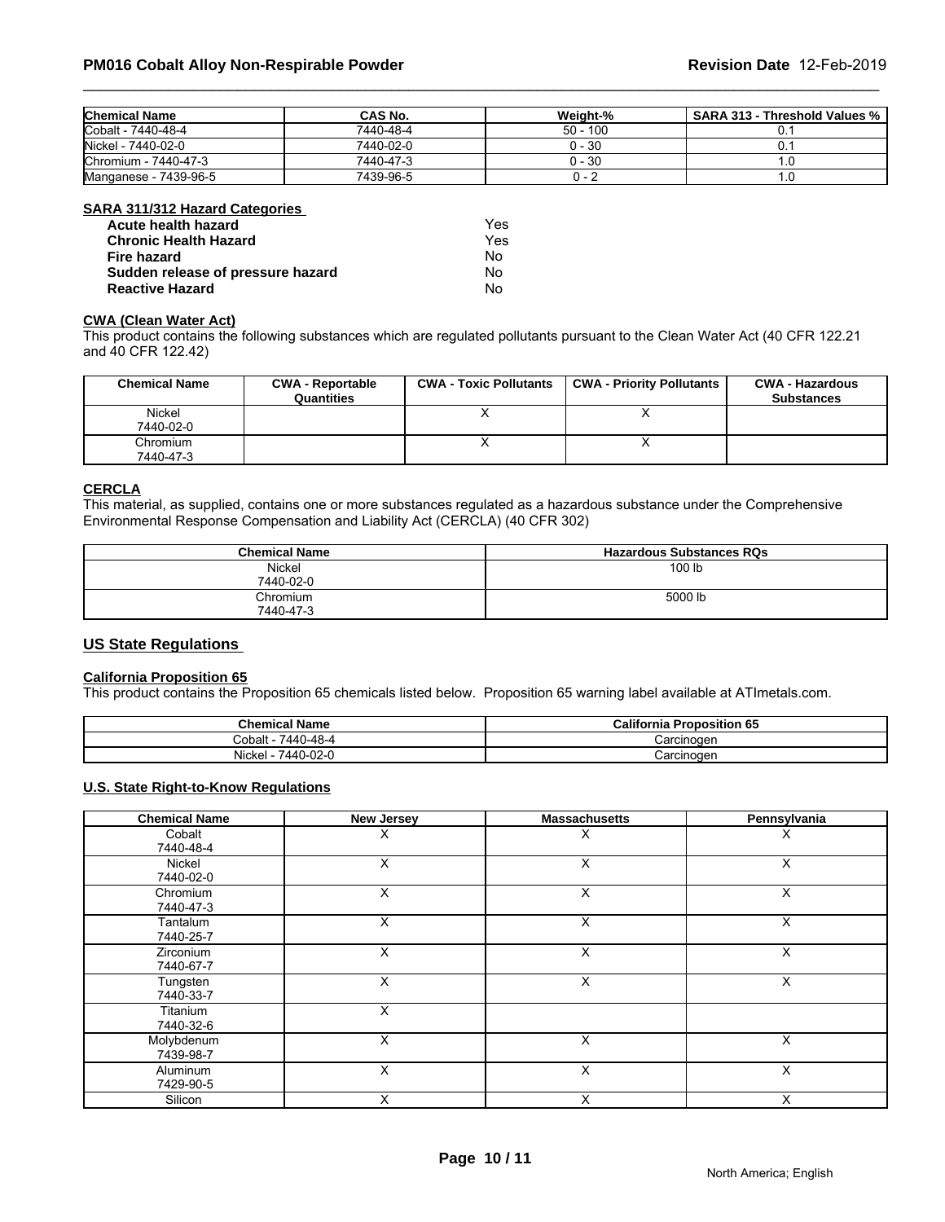| Chemical Name | CAS No. | Weight-% | SARA 313 - Threshold Values % |
|---|---|---|---|
| Cobalt - 7440-48-4 | 7440-48-4 | 50 - 100 | 0.1 |
| Nickel - 7440-02-0 | 7440-02-0 | 0 - 30 | 0.1 |
| Chromium - 7440-47-3 | 7440-47-3 | 0 - 30 | 1.0 |
| Manganese - 7439-96-5 | 7439-96-5 | 0 - 2 | 1.0 |

**SARA 311/312 Hazard Categories**

| | |
|---|---|
| **Acute health hazard** | Yes |
| **Chronic Health Hazard** | Yes |
| **Fire hazard** | No |
| **Sudden release of pressure hazard** | No |
| **Reactive Hazard** | No |

**CWA (Clean Water Act)**

This product contains the following substances which are regulated pollutants pursuant to the Clean Water Act (40 CFR 122.21 and 40 CFR 122.42)

| Chemical Name | CWA - Reportable Quantities | CWA - Toxic Pollutants | CWA - Priority Pollutants | CWA - Hazardous Substances |
|---|---|---|---|---|
| Nickel 7440-02-0 | | X | X | |
| Chromium 7440-47-3 | | X | X | |

**CERCLA**

This material, as supplied, contains one or more substances regulated as a hazardous substance under the Comprehensive Environmental Response Compensation and Liability Act (CERCLA) (40 CFR 302)

| Chemical Name | Hazardous Substances RQs |
|---|---|
| Nickel 7440-02-0 | 100 lb |
| Chromium 7440-47-3 | 5000 lb |

## US State Regulations

**California Proposition 65**

This product contains the Proposition 65 chemicals listed below. Proposition 65 warning label available at ATImetals.com.

| Chemical Name | California Proposition 65 |
|---|---|
| Cobalt - 7440-48-4 | Carcinogen |
| Nickel - 7440-02-0 | Carcinogen |

**U.S. State Right-to-Know Regulations**

| Chemical Name | New Jersey | Massachusetts | Pennsylvania |
|---|---|---|---|
| Cobalt 7440-48-4 | X | X | X |
| Nickel 7440-02-0 | X | X | X |
| Chromium 7440-47-3 | X | X | X |
| Tantalum 7440-25-7 | X | X | X |
| Zirconium 7440-67-7 | X | X | X |
| Tungsten 7440-33-7 | X | X | X |
| Titanium 7440-32-6 | X | | |
| Molybdenum 7439-98-7 | X | X | X |
| Aluminum 7429-90-5 | X | X | X |
| Silicon | X | X | X |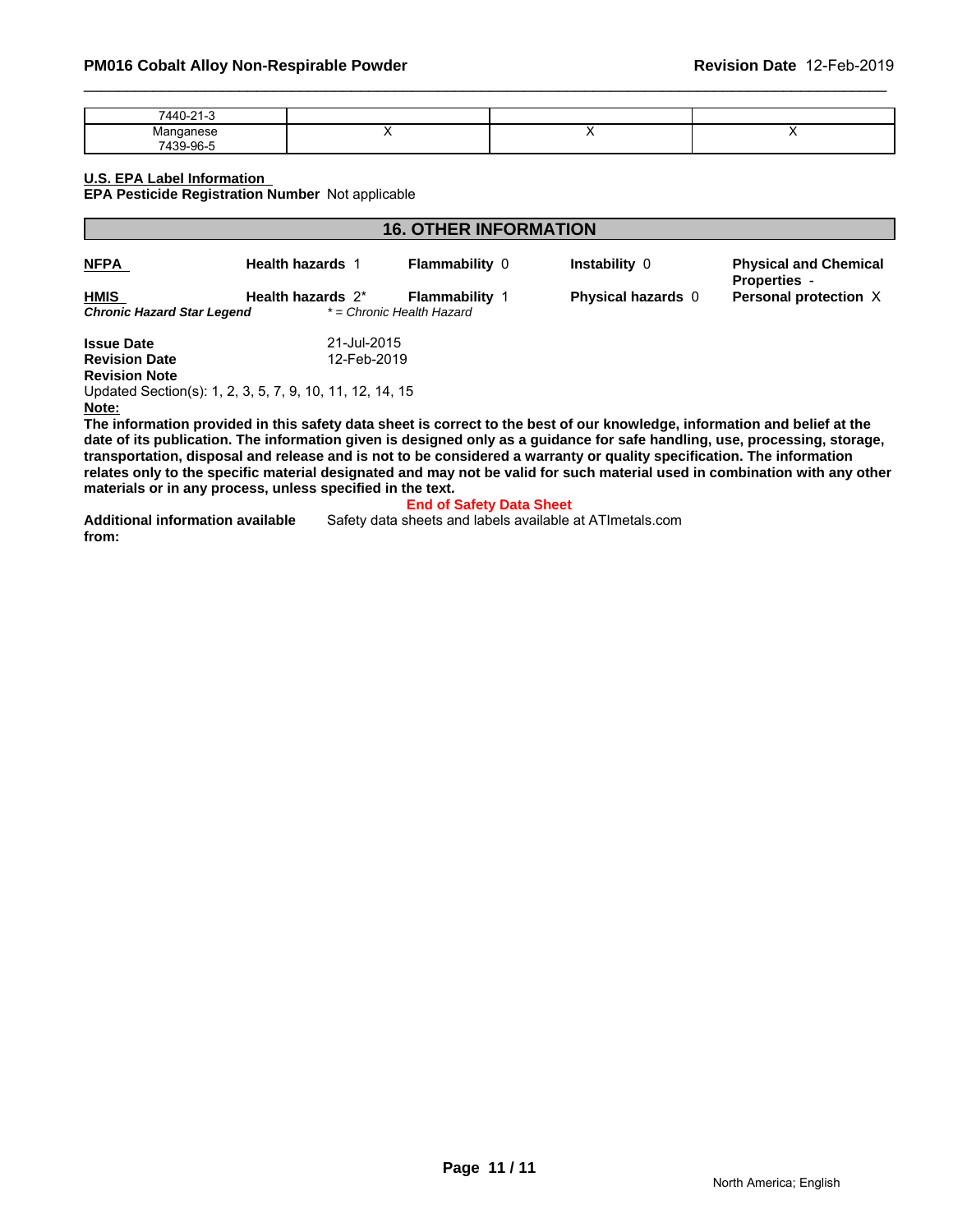| | | | |
|---|---|---|---|
| 7440-21-3 | | | |
| Manganese 7439-96-5 | X | X | X |

**U.S. EPA Label Information**

**EPA Pesticide Registration Number** Not applicable

## 16. OTHER INFORMATION

| | | | | |
|---|---|---|---|---|
| **NFPA** | **Health hazards** 1 | **Flammability** 0 | **Instability** 0 | **Physical and Chemical Properties** - |
| **HMIS** | **Health hazards** 2* | **Flammability** 1 | **Physical hazards** 0 | **Personal protection** X |

***Chronic Hazard Star Legend*** *\* = Chronic Health Hazard*

**Issue Date** 21-Jul-2015

**Revision Date** 12-Feb-2019

**Revision Note**

Updated Section(s): 1, 2, 3, 5, 7, 9, 10, 11, 12, 14, 15

**Note:**

**The information provided in this safety data sheet is correct to the best of our knowledge, information and belief at the date of its publication. The information given is designed only as a guidance for safe handling, use, processing, storage, transportation, disposal and release and is not to be considered a warranty or quality specification. The information relates only to the specific material designated and may not be valid for such material used in combination with any other materials or in any process, unless specified in the text.**

**End of Safety Data Sheet**

**Additional information available from:** Safety data sheets and labels available at ATImetals.com